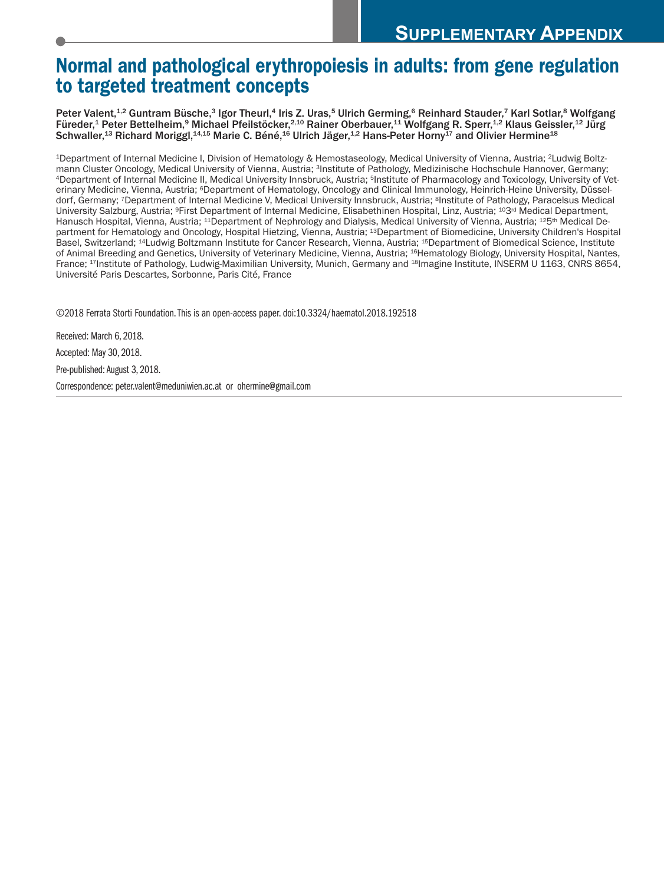# Supplementary Appendix

# Normal and pathological erythropoiesis in adults: from gene regulation to targeted treatment concepts

**Peter Valent,[1,2] Guntram Büsche,[3] Igor Theurl,[4] Iris Z. Uras,[5] Ulrich Germing,[6] Reinhard Stauder,[7] Karl Sotlar,[8] Wolfgang Füreder,[1] Peter Bettelheim,[9] Michael Pfeilstöcker,[2,10] Rainer Oberbauer,[11] Wolfgang R. Sperr,[1,2] Klaus Geissler,[12] Jürg Schwaller,[13] Richard Moriggl,[14,15] Marie C. Béné,[16] Ulrich Jäger,[1,2] Hans-Peter Horny[17] and Olivier Hermine[18]**

[1]Department of Internal Medicine I, Division of Hematology & Hemostaseology, Medical University of Vienna, Austria; [2]Ludwig Boltzmann Cluster Oncology, Medical University of Vienna, Austria; [3]Institute of Pathology, Medizinische Hochschule Hannover, Germany; [4]Department of Internal Medicine II, Medical University Innsbruck, Austria; [5]Institute of Pharmacology and Toxicology, University of Veterinary Medicine, Vienna, Austria; [6]Department of Hematology, Oncology and Clinical Immunology, Heinrich-Heine University, Düsseldorf, Germany; [7]Department of Internal Medicine V, Medical University Innsbruck, Austria; [8]Institute of Pathology, Paracelsus Medical University Salzburg, Austria; [9]First Department of Internal Medicine, Elisabethinen Hospital, Linz, Austria; [10]3rd Medical Department, Hanusch Hospital, Vienna, Austria; [11]Department of Nephrology and Dialysis, Medical University of Vienna, Austria; [12]5th Medical Department for Hematology and Oncology, Hospital Hietzing, Vienna, Austria; [13]Department of Biomedicine, University Children's Hospital Basel, Switzerland; [14]Ludwig Boltzmann Institute for Cancer Research, Vienna, Austria; [15]Department of Biomedical Science, Institute of Animal Breeding and Genetics, University of Veterinary Medicine, Vienna, Austria; [16]Hematology Biology, University Hospital, Nantes, France; [17]Institute of Pathology, Ludwig-Maximilian University, Munich, Germany and [18]Imagine Institute, INSERM U 1163, CNRS 8654, Université Paris Descartes, Sorbonne, Paris Cité, France

©2018 Ferrata Storti Foundation. This is an open-access paper. doi:10.3324/haematol.2018.192518

Received: March 6, 2018.

Accepted: May 30, 2018.

Pre-published: August 3, 2018.

Correspondence: peter.valent@meduniwien.ac.at or ohermine@gmail.com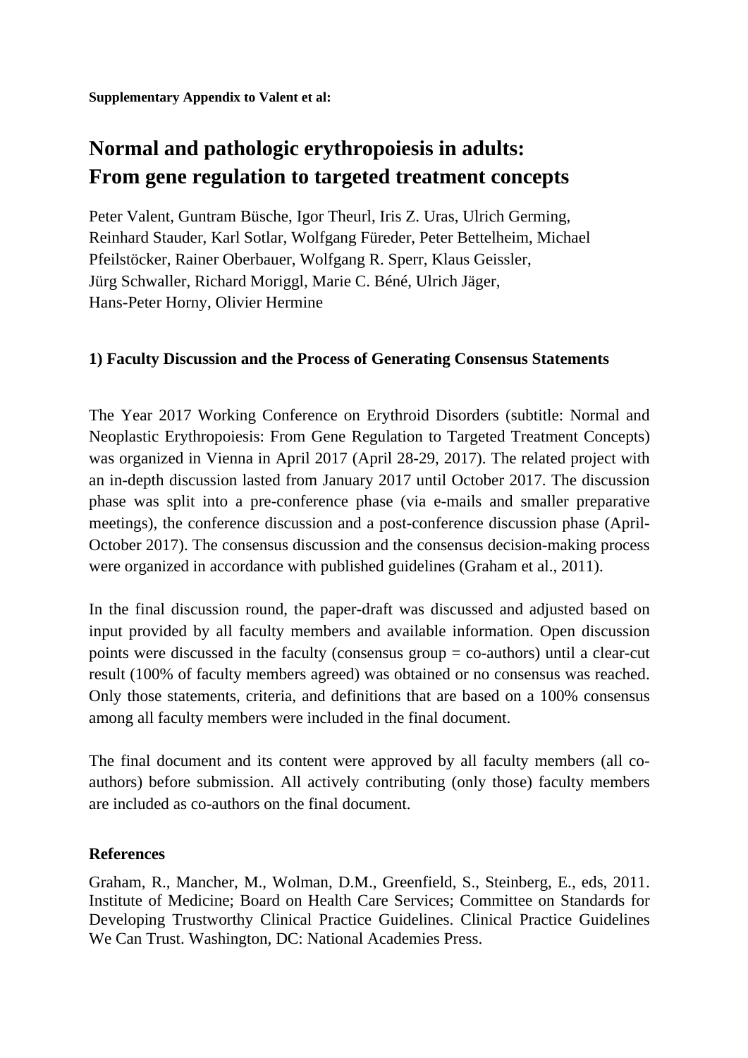**Supplementary Appendix to Valent et al:**

# Normal and pathologic erythropoiesis in adults: From gene regulation to targeted treatment concepts

Peter Valent, Guntram Büsche, Igor Theurl, Iris Z. Uras, Ulrich Germing, Reinhard Stauder, Karl Sotlar, Wolfgang Füreder, Peter Bettelheim, Michael Pfeilstöcker, Rainer Oberbauer, Wolfgang R. Sperr, Klaus Geissler, Jürg Schwaller, Richard Moriggl, Marie C. Béné, Ulrich Jäger, Hans-Peter Horny, Olivier Hermine

## 1) Faculty Discussion and the Process of Generating Consensus Statements

The Year 2017 Working Conference on Erythroid Disorders (subtitle: Normal and Neoplastic Erythropoiesis: From Gene Regulation to Targeted Treatment Concepts) was organized in Vienna in April 2017 (April 28-29, 2017). The related project with an in-depth discussion lasted from January 2017 until October 2017. The discussion phase was split into a pre-conference phase (via e-mails and smaller preparative meetings), the conference discussion and a post-conference discussion phase (April-October 2017). The consensus discussion and the consensus decision-making process were organized in accordance with published guidelines (Graham et al., 2011).

In the final discussion round, the paper-draft was discussed and adjusted based on input provided by all faculty members and available information. Open discussion points were discussed in the faculty (consensus group = co-authors) until a clear-cut result (100% of faculty members agreed) was obtained or no consensus was reached. Only those statements, criteria, and definitions that are based on a 100% consensus among all faculty members were included in the final document.

The final document and its content were approved by all faculty members (all co-authors) before submission. All actively contributing (only those) faculty members are included as co-authors on the final document.

### References

Graham, R., Mancher, M., Wolman, D.M., Greenfield, S., Steinberg, E., eds, 2011. Institute of Medicine; Board on Health Care Services; Committee on Standards for Developing Trustworthy Clinical Practice Guidelines. Clinical Practice Guidelines We Can Trust. Washington, DC: National Academies Press.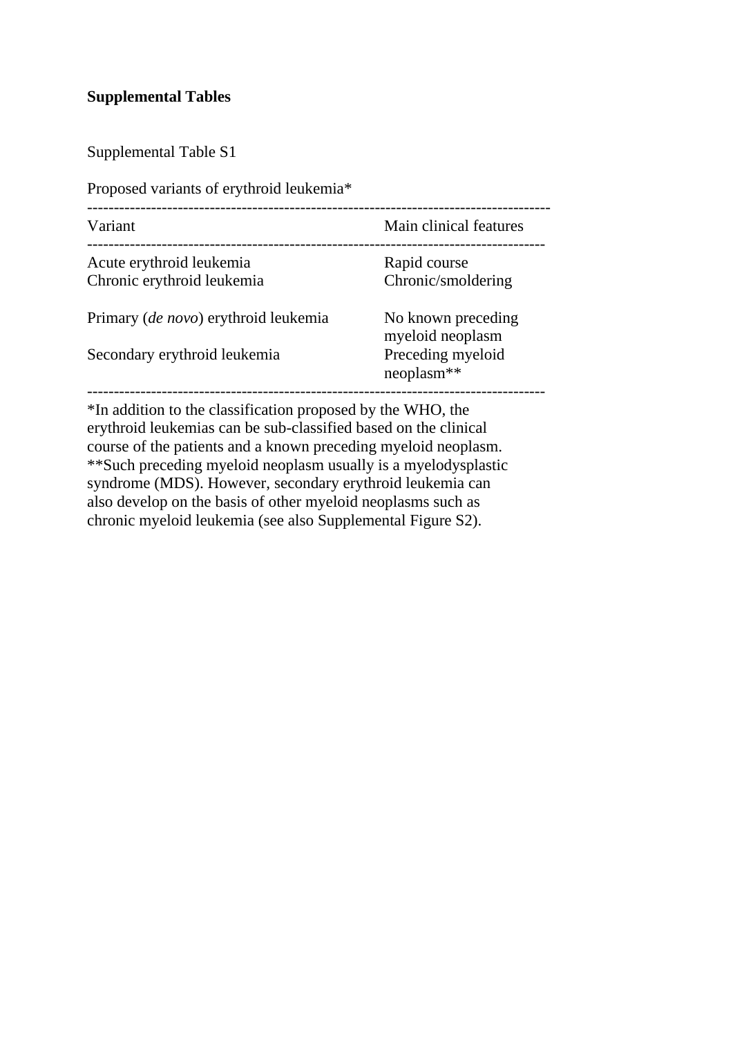**Supplemental Tables**

Supplemental Table S1

Proposed variants of erythroid leukemia*

| Variant | Main clinical features |
|---|---|
| Acute erythroid leukemia | Rapid course |
| Chronic erythroid leukemia | Chronic/smoldering |
| Primary (*de novo*) erythroid leukemia | No known preceding myeloid neoplasm |
| Secondary erythroid leukemia | Preceding myeloid neoplasm** |

*In addition to the classification proposed by the WHO, the erythroid leukemias can be sub-classified based on the clinical course of the patients and a known preceding myeloid neoplasm.
**Such preceding myeloid neoplasm usually is a myelodysplastic syndrome (MDS). However, secondary erythroid leukemia can also develop on the basis of other myeloid neoplasms such as chronic myeloid leukemia (see also Supplemental Figure S2).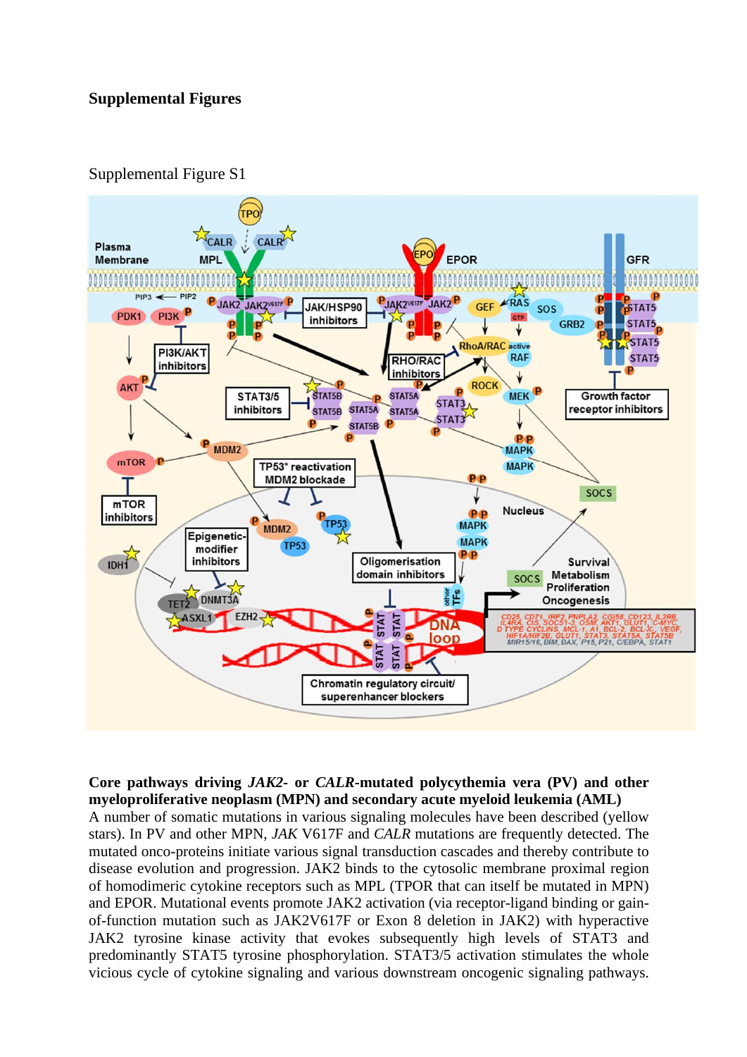# Supplemental Figures

Supplemental Figure S1

**Core pathways driving *JAK2*- or *CALR*-mutated polycythemia vera (PV) and other myeloproliferative neoplasm (MPN) and secondary acute myeloid leukemia (AML)**

A number of somatic mutations in various signaling molecules have been described (yellow stars). In PV and other MPN, *JAK* V617F and *CALR* mutations are frequently detected. The mutated onco-proteins initiate various signal transduction cascades and thereby contribute to disease evolution and progression. JAK2 binds to the cytosolic membrane proximal region of homodimeric cytokine receptors such as MPL (TPOR that can itself be mutated in MPN) and EPOR. Mutational events promote JAK2 activation (via receptor-ligand binding or gain-of-function mutation such as JAK2V617F or Exon 8 deletion in JAK2) with hyperactive JAK2 tyrosine kinase activity that evokes subsequently high levels of STAT3 and predominantly STAT5 tyrosine phosphorylation. STAT3/5 activation stimulates the whole vicious cycle of cytokine signaling and various downstream oncogenic signaling pathways.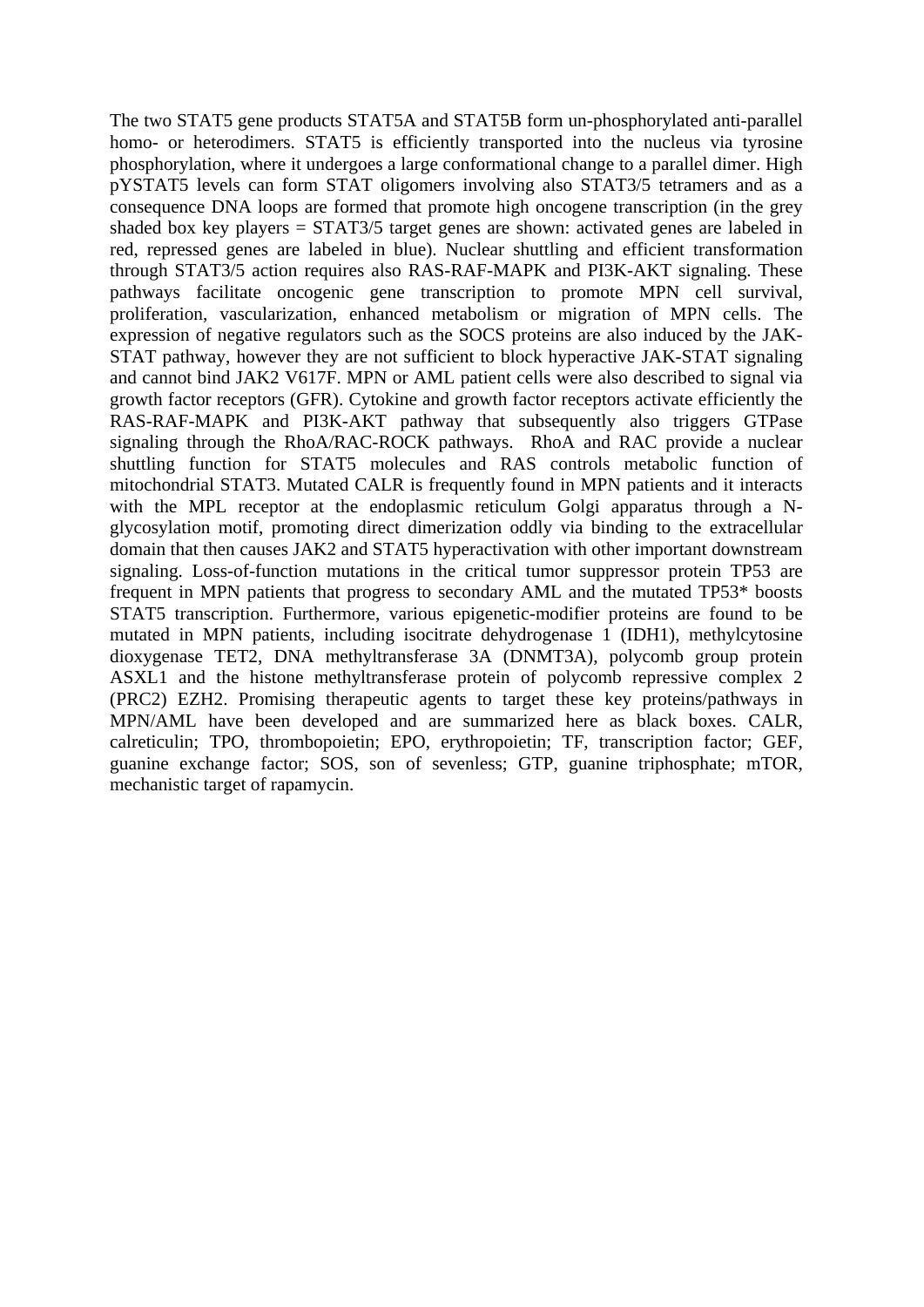The two STAT5 gene products STAT5A and STAT5B form un-phosphorylated anti-parallel homo- or heterodimers. STAT5 is efficiently transported into the nucleus via tyrosine phosphorylation, where it undergoes a large conformational change to a parallel dimer. High pYSTAT5 levels can form STAT oligomers involving also STAT3/5 tetramers and as a consequence DNA loops are formed that promote high oncogene transcription (in the grey shaded box key players = STAT3/5 target genes are shown: activated genes are labeled in red, repressed genes are labeled in blue). Nuclear shuttling and efficient transformation through STAT3/5 action requires also RAS-RAF-MAPK and PI3K-AKT signaling. These pathways facilitate oncogenic gene transcription to promote MPN cell survival, proliferation, vascularization, enhanced metabolism or migration of MPN cells. The expression of negative regulators such as the SOCS proteins are also induced by the JAK-STAT pathway, however they are not sufficient to block hyperactive JAK-STAT signaling and cannot bind JAK2 V617F. MPN or AML patient cells were also described to signal via growth factor receptors (GFR). Cytokine and growth factor receptors activate efficiently the RAS-RAF-MAPK and PI3K-AKT pathway that subsequently also triggers GTPase signaling through the RhoA/RAC-ROCK pathways.  RhoA and RAC provide a nuclear shuttling function for STAT5 molecules and RAS controls metabolic function of mitochondrial STAT3. Mutated CALR is frequently found in MPN patients and it interacts with the MPL receptor at the endoplasmic reticulum Golgi apparatus through a N-glycosylation motif, promoting direct dimerization oddly via binding to the extracellular domain that then causes JAK2 and STAT5 hyperactivation with other important downstream signaling. Loss-of-function mutations in the critical tumor suppressor protein TP53 are frequent in MPN patients that progress to secondary AML and the mutated TP53* boosts STAT5 transcription. Furthermore, various epigenetic-modifier proteins are found to be mutated in MPN patients, including isocitrate dehydrogenase 1 (IDH1), methylcytosine dioxygenase TET2, DNA methyltransferase 3A (DNMT3A), polycomb group protein ASXL1 and the histone methyltransferase protein of polycomb repressive complex 2 (PRC2) EZH2. Promising therapeutic agents to target these key proteins/pathways in MPN/AML have been developed and are summarized here as black boxes. CALR, calreticulin; TPO, thrombopoietin; EPO, erythropoietin; TF, transcription factor; GEF, guanine exchange factor; SOS, son of sevenless; GTP, guanine triphosphate; mTOR, mechanistic target of rapamycin.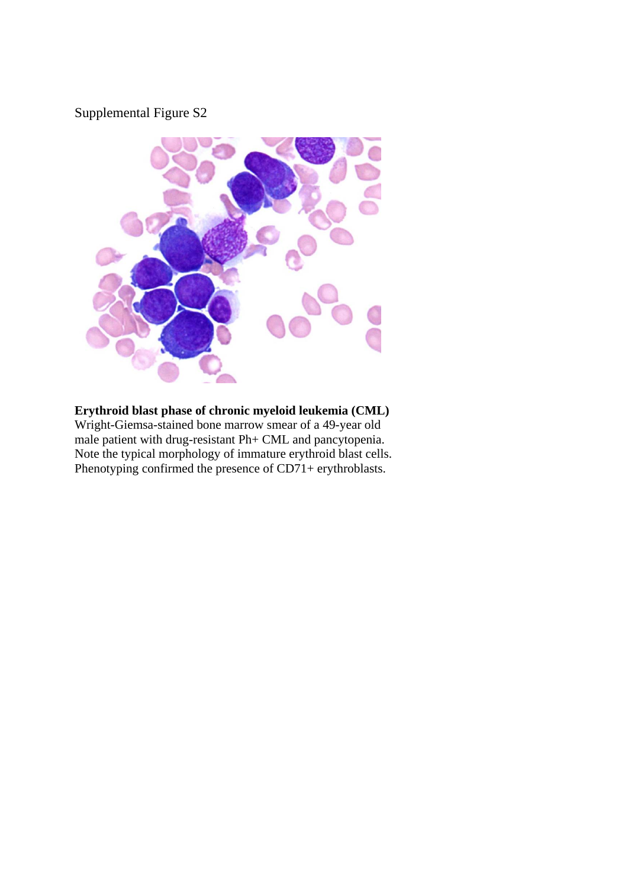Supplemental Figure S2

**Erythroid blast phase of chronic myeloid leukemia (CML)**
Wright-Giemsa-stained bone marrow smear of a 49-year old male patient with drug-resistant Ph+ CML and pancytopenia. Note the typical morphology of immature erythroid blast cells. Phenotyping confirmed the presence of CD71+ erythroblasts.